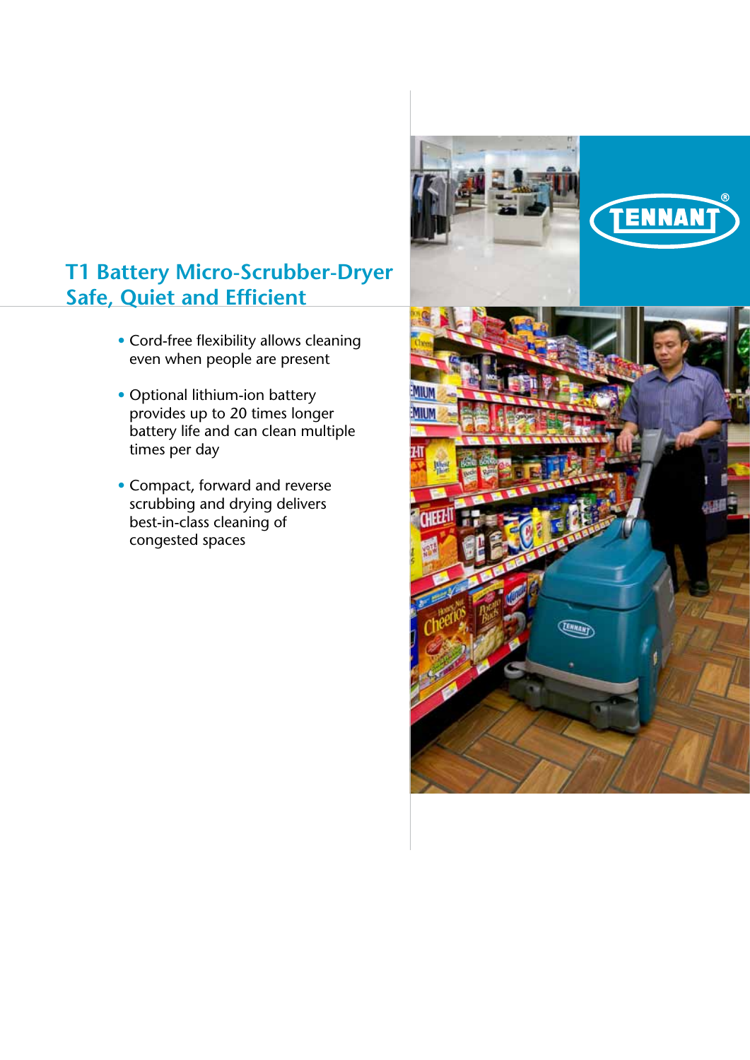# T1 Battery Micro-Scrubber-Dryer
## Safe, Quiet and Efficient

- Cord-free flexibility allows cleaning even when people are present
- Optional lithium-ion battery provides up to 20 times longer battery life and can clean multiple times per day
- Compact, forward and reverse scrubbing and drying delivers best-in-class cleaning of congested spaces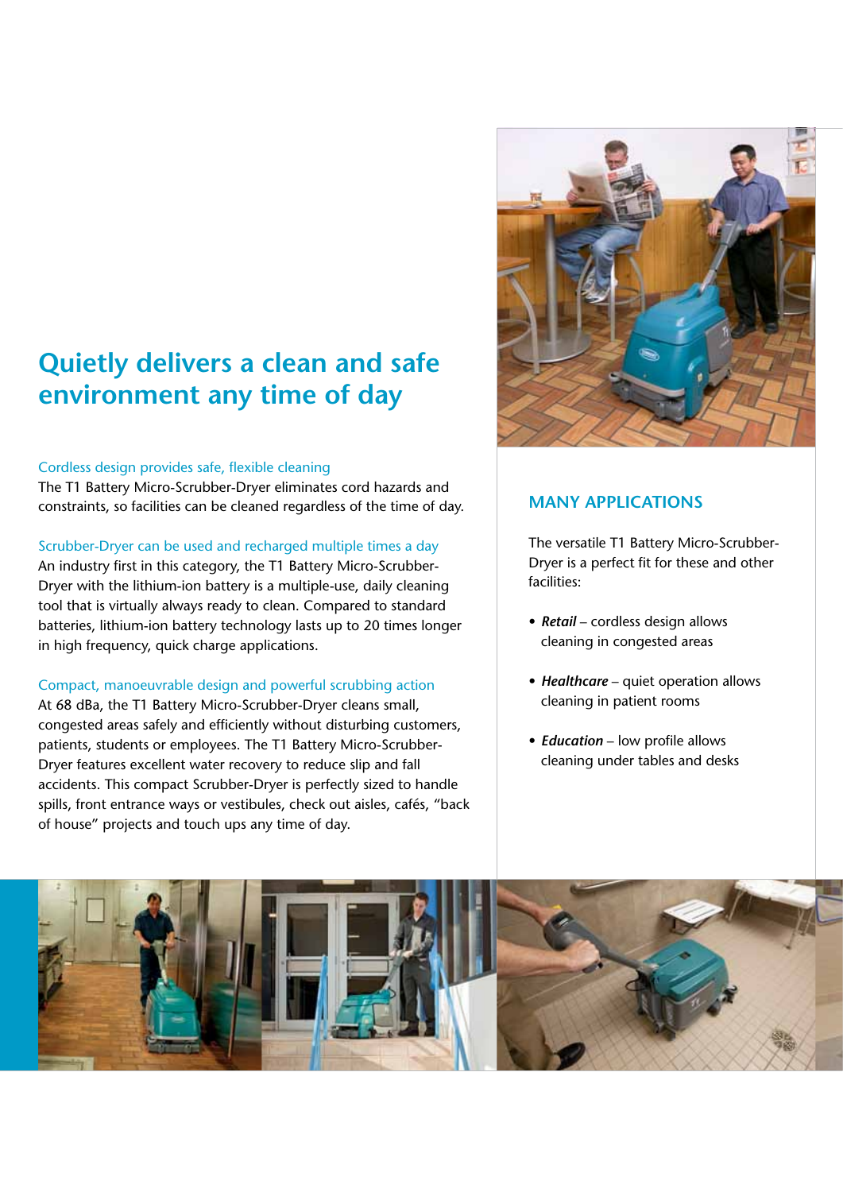# Quietly delivers a clean and safe environment any time of day

### Cordless design provides safe, flexible cleaning

The T1 Battery Micro-Scrubber-Dryer eliminates cord hazards and constraints, so facilities can be cleaned regardless of the time of day.

### Scrubber-Dryer can be used and recharged multiple times a day

An industry first in this category, the T1 Battery Micro-Scrubber-Dryer with the lithium-ion battery is a multiple-use, daily cleaning tool that is virtually always ready to clean. Compared to standard batteries, lithium-ion battery technology lasts up to 20 times longer in high frequency, quick charge applications.

### Compact, manoeuvrable design and powerful scrubbing action

At 68 dBa, the T1 Battery Micro-Scrubber-Dryer cleans small, congested areas safely and efficiently without disturbing customers, patients, students or employees. The T1 Battery Micro-Scrubber-Dryer features excellent water recovery to reduce slip and fall accidents. This compact Scrubber-Dryer is perfectly sized to handle spills, front entrance ways or vestibules, check out aisles, cafés, "back of house" projects and touch ups any time of day.

## MANY APPLICATIONS

The versatile T1 Battery Micro-Scrubber-Dryer is a perfect fit for these and other facilities:

- ***Retail*** – cordless design allows cleaning in congested areas
- ***Healthcare*** – quiet operation allows cleaning in patient rooms
- ***Education*** – low profile allows cleaning under tables and desks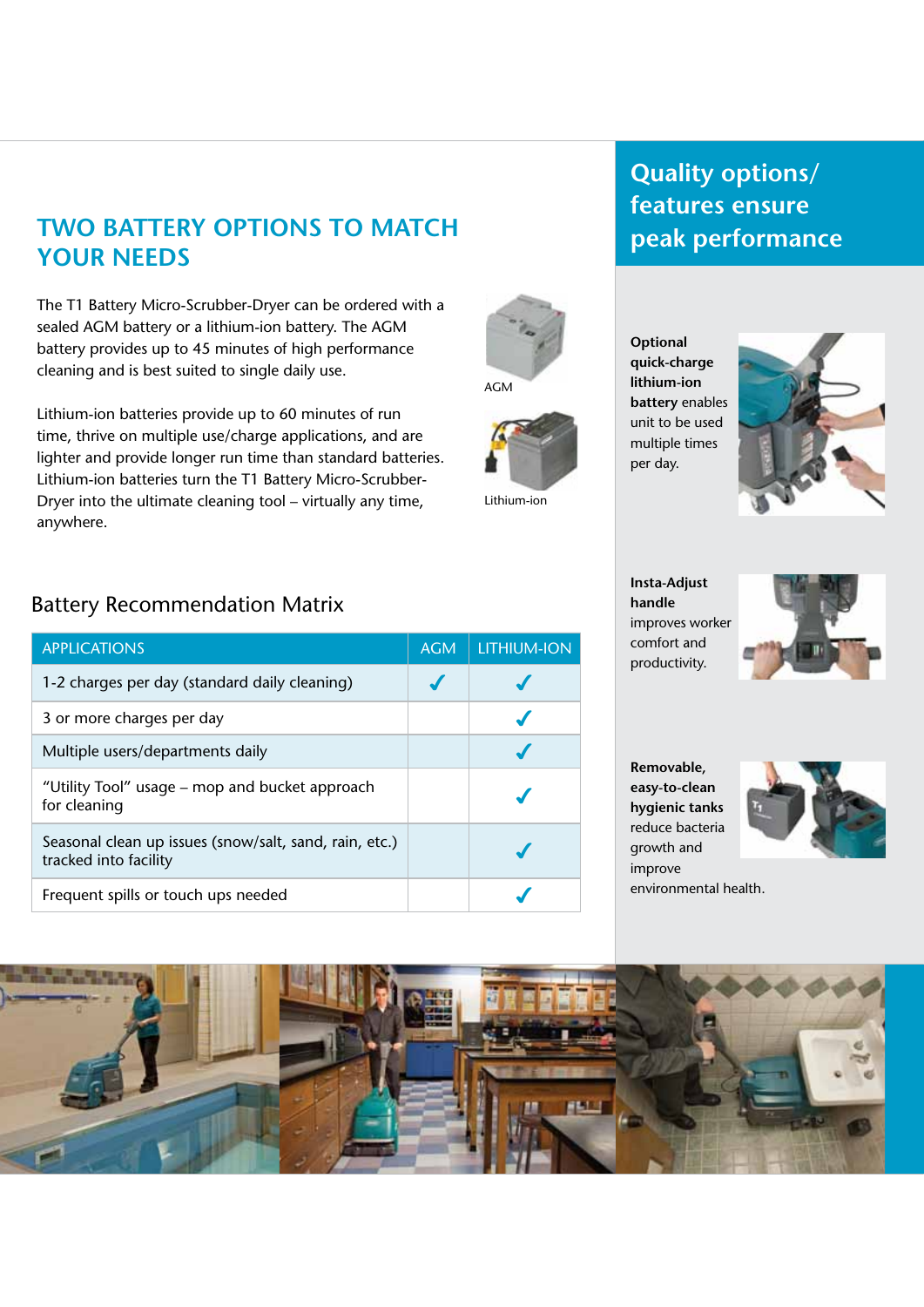# TWO BATTERY OPTIONS TO MATCH YOUR NEEDS

The T1 Battery Micro-Scrubber-Dryer can be ordered with a sealed AGM battery or a lithium-ion battery. The AGM battery provides up to 45 minutes of high performance cleaning and is best suited to single daily use.

Lithium-ion batteries provide up to 60 minutes of run time, thrive on multiple use/charge applications, and are lighter and provide longer run time than standard batteries. Lithium-ion batteries turn the T1 Battery Micro-Scrubber-Dryer into the ultimate cleaning tool – virtually any time, anywhere.

AGM

Lithium-ion

## Battery Recommendation Matrix

| APPLICATIONS | AGM | LITHIUM-ION |
|---|---|---|
| 1-2 charges per day (standard daily cleaning) | ✓ | ✓ |
| 3 or more charges per day | | ✓ |
| Multiple users/departments daily | | ✓ |
| "Utility Tool" usage – mop and bucket approach for cleaning | | ✓ |
| Seasonal clean up issues (snow/salt, sand, rain, etc.) tracked into facility | | ✓ |
| Frequent spills or touch ups needed | | ✓ |

## Quality options/ features ensure peak performance

**Optional quick-charge lithium-ion battery** enables unit to be used multiple times per day.

**Insta-Adjust handle** improves worker comfort and productivity.

**Removable, easy-to-clean hygienic tanks** reduce bacteria growth and improve environmental health.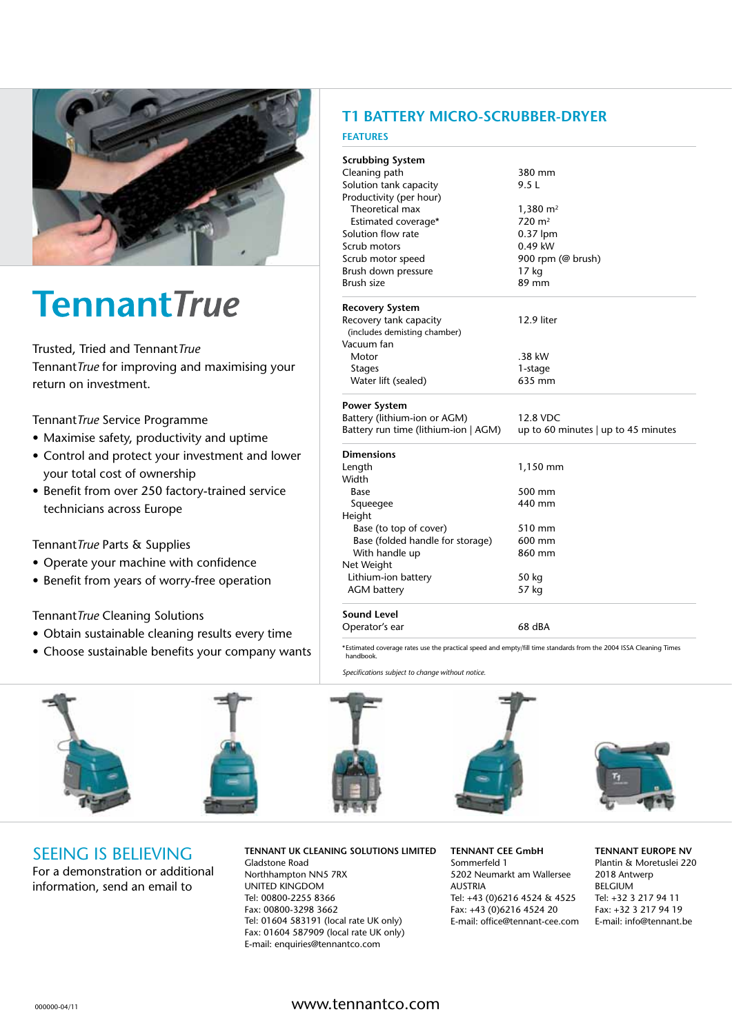# Tennant*True*

Trusted, Tried and Tennant*True*
Tennant*True* for improving and maximising your return on investment.

Tennant*True* Service Programme

- Maximise safety, productivity and uptime
- Control and protect your investment and lower your total cost of ownership
- Benefit from over 250 factory-trained service technicians across Europe

Tennant*True* Parts & Supplies

- Operate your machine with confidence
- Benefit from years of worry-free operation

Tennant*True* Cleaning Solutions

- Obtain sustainable cleaning results every time
- Choose sustainable benefits your company wants

## T1 BATTERY MICRO-SCRUBBER-DRYER

### FEATURES

| | |
|---|---|
| **Scrubbing System** | |
| Cleaning path | 380 mm |
| Solution tank capacity | 9.5 L |
| Productivity (per hour) | |
| Theoretical max | 1,380 m² |
| Estimated coverage* | 720 m² |
| Solution flow rate | 0.37 lpm |
| Scrub motors | 0.49 kW |
| Scrub motor speed | 900 rpm (@ brush) |
| Brush down pressure | 17 kg |
| Brush size | 89 mm |
| **Recovery System** | |
| Recovery tank capacity (includes demisting chamber) | 12.9 liter |
| Vacuum fan | |
| Motor | .38 kW |
| Stages | 1-stage |
| Water lift (sealed) | 635 mm |
| **Power System** | |
| Battery (lithium-ion or AGM) | 12.8 VDC |
| Battery run time (lithium-ion \| AGM) | up to 60 minutes \| up to 45 minutes |
| **Dimensions** | |
| Length | 1,150 mm |
| Width | |
| Base | 500 mm |
| Squeegee | 440 mm |
| Height | |
| Base (to top of cover) | 510 mm |
| Base (folded handle for storage) | 600 mm |
| With handle up | 860 mm |
| Net Weight | |
| Lithium-ion battery | 50 kg |
| AGM battery | 57 kg |
| **Sound Level** | |
| Operator's ear | 68 dBA |

*Estimated coverage rates use the practical speed and empty/fill time standards from the 2004 ISSA Cleaning Times handbook.

*Specifications subject to change without notice.*

## SEEING IS BELIEVING

For a demonstration or additional information, send an email to

**TENNANT UK CLEANING SOLUTIONS LIMITED**
Gladstone Road
Northhampton NN5 7RX
UNITED KINGDOM
Tel: 00800-2255 8366
Fax: 00800-3298 3662
Tel: 01604 583191 (local rate UK only)
Fax: 01604 587909 (local rate UK only)
E-mail: enquiries@tennantco.com

**TENNANT CEE GmbH**
Sommerfeld 1
5202 Neumarkt am Wallersee
AUSTRIA
Tel: +43 (0)6216 4524 & 4525
Fax: +43 (0)6216 4524 20
E-mail: office@tennant-cee.com

**TENNANT EUROPE NV**
Plantin & Moretuslei 220
2018 Antwerp
BELGIUM
Tel: +32 3 217 94 11
Fax: +32 3 217 94 19
E-mail: info@tennant.be

000000-04/11

www.tennantco.com